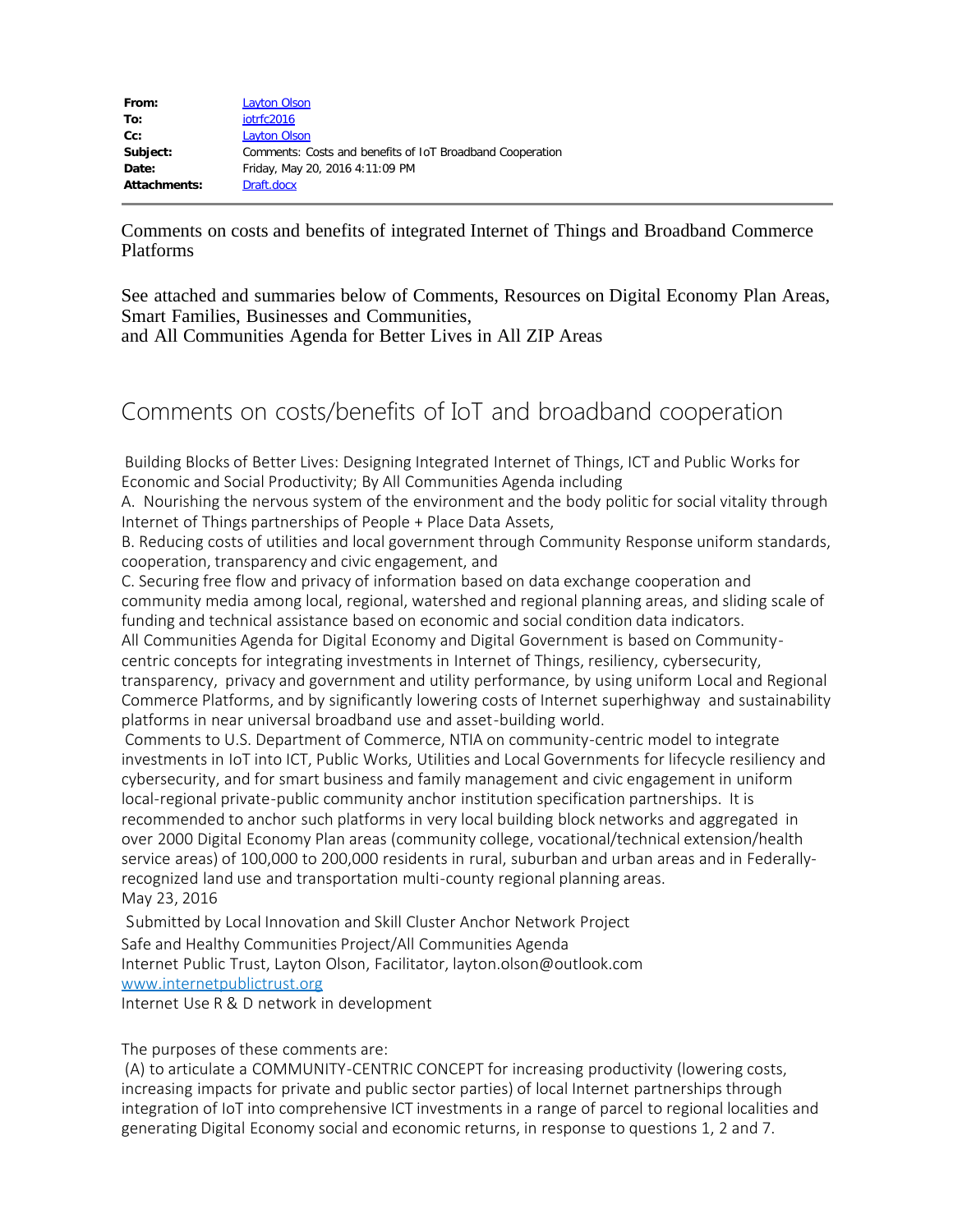| | |
|---|---|
| **From:** | Layton Olson |
| **To:** | iotrfc2016 |
| **Cc:** | Layton Olson |
| **Subject:** | Comments: Costs and benefits of IoT Broadband Cooperation |
| **Date:** | Friday, May 20, 2016 4:11:09 PM |
| **Attachments:** | Draft.docx |

Comments on costs and benefits of integrated Internet of Things and Broadband Commerce Platforms

See attached and summaries below of Comments, Resources on Digital Economy Plan Areas, Smart Families, Businesses and Communities,
and All Communities Agenda for Better Lives in All ZIP Areas

# Comments on costs/benefits of IoT and broadband cooperation

Building Blocks of Better Lives: Designing Integrated Internet of Things, ICT and Public Works for Economic and Social Productivity; By All Communities Agenda including

A. Nourishing the nervous system of the environment and the body politic for social vitality through Internet of Things partnerships of People + Place Data Assets,

B. Reducing costs of utilities and local government through Community Response uniform standards, cooperation, transparency and civic engagement, and

C. Securing free flow and privacy of information based on data exchange cooperation and community media among local, regional, watershed and regional planning areas, and sliding scale of funding and technical assistance based on economic and social condition data indicators.

All Communities Agenda for Digital Economy and Digital Government is based on Community-centric concepts for integrating investments in Internet of Things, resiliency, cybersecurity, transparency, privacy and government and utility performance, by using uniform Local and Regional Commerce Platforms, and by significantly lowering costs of Internet superhighway and sustainability platforms in near universal broadband use and asset-building world.

Comments to U.S. Department of Commerce, NTIA on community-centric model to integrate investments in IoT into ICT, Public Works, Utilities and Local Governments for lifecycle resiliency and cybersecurity, and for smart business and family management and civic engagement in uniform local-regional private-public community anchor institution specification partnerships. It is recommended to anchor such platforms in very local building block networks and aggregated in over 2000 Digital Economy Plan areas (community college, vocational/technical extension/health service areas) of 100,000 to 200,000 residents in rural, suburban and urban areas and in Federally-recognized land use and transportation multi-county regional planning areas.

May 23, 2016

Submitted by Local Innovation and Skill Cluster Anchor Network Project
Safe and Healthy Communities Project/All Communities Agenda
Internet Public Trust, Layton Olson, Facilitator, layton.olson@outlook.com
www.internetpublictrust.org
Internet Use R & D network in development

The purposes of these comments are:

(A) to articulate a COMMUNITY-CENTRIC CONCEPT for increasing productivity (lowering costs, increasing impacts for private and public sector parties) of local Internet partnerships through integration of IoT into comprehensive ICT investments in a range of parcel to regional localities and generating Digital Economy social and economic returns, in response to questions 1, 2 and 7.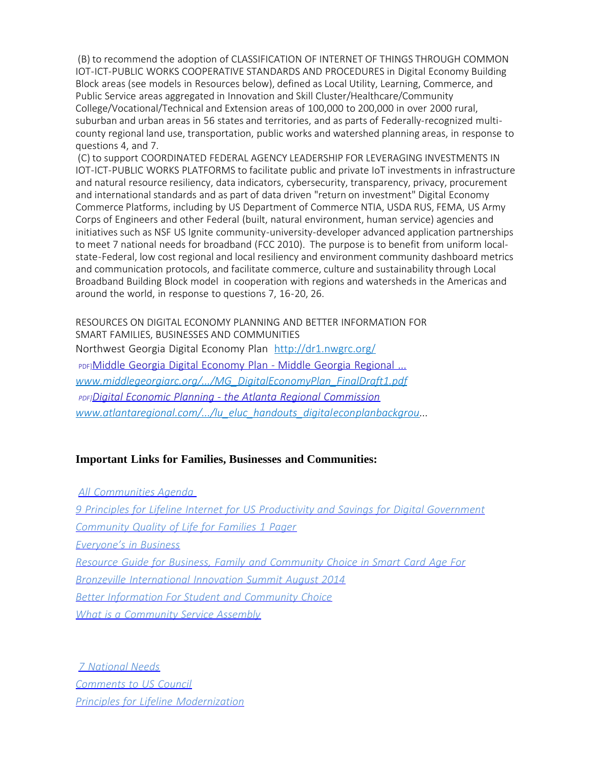(B) to recommend the adoption of CLASSIFICATION OF INTERNET OF THINGS THROUGH COMMON IOT-ICT-PUBLIC WORKS COOPERATIVE STANDARDS AND PROCEDURES in Digital Economy Building Block areas (see models in Resources below), defined as Local Utility, Learning, Commerce, and Public Service areas aggregated in Innovation and Skill Cluster/Healthcare/Community College/Vocational/Technical and Extension areas of 100,000 to 200,000 in over 2000 rural, suburban and urban areas in 56 states and territories, and as parts of Federally-recognized multi-county regional land use, transportation, public works and watershed planning areas, in response to questions 4, and 7.

(C) to support COORDINATED FEDERAL AGENCY LEADERSHIP FOR LEVERAGING INVESTMENTS IN IOT-ICT-PUBLIC WORKS PLATFORMS to facilitate public and private IoT investments in infrastructure and natural resource resiliency, data indicators, cybersecurity, transparency, privacy, procurement and international standards and as part of data driven "return on investment" Digital Economy Commerce Platforms, including by US Department of Commerce NTIA, USDA RUS, FEMA, US Army Corps of Engineers and other Federal (built, natural environment, human service) agencies and initiatives such as NSF US Ignite community-university-developer advanced application partnerships to meet 7 national needs for broadband (FCC 2010). The purpose is to benefit from uniform local-state-Federal, low cost regional and local resiliency and environment community dashboard metrics and communication protocols, and facilitate commerce, culture and sustainability through Local Broadband Building Block model in cooperation with regions and watersheds in the Americas and around the world, in response to questions 7, 16-20, 26.

RESOURCES ON DIGITAL ECONOMY PLANNING AND BETTER INFORMATION FOR SMART FAMILIES, BUSINESSES AND COMMUNITIES

Northwest Georgia Digital Economy Plan http://dr1.nwgrc.org/

PDF] Middle Georgia Digital Economy Plan - Middle Georgia Regional ...
*www.middlegeorgiarc.org/.../MG_DigitalEconomyPlan_FinalDraft1.pdf*

*PDF] Digital Economic Planning - the Atlanta Regional Commission*
*www.atlantaregional.com/.../lu_eluc_handouts_digitaleconplanbackgrou...*

**Important Links for Families, Businesses and Communities:**

*All Communities Agenda*
*9 Principles for Lifeline Internet for US Productivity and Savings for Digital Government*
*Community Quality of Life for Families 1 Pager*
*Everyone's in Business*
*Resource Guide for Business, Family and Community Choice in Smart Card Age For*
*Bronzeville International Innovation Summit August 2014*
*Better Information For Student and Community Choice*
*What is a Community Service Assembly*

*7 National Needs*
*Comments to US Council*
*Principles for Lifeline Modernization*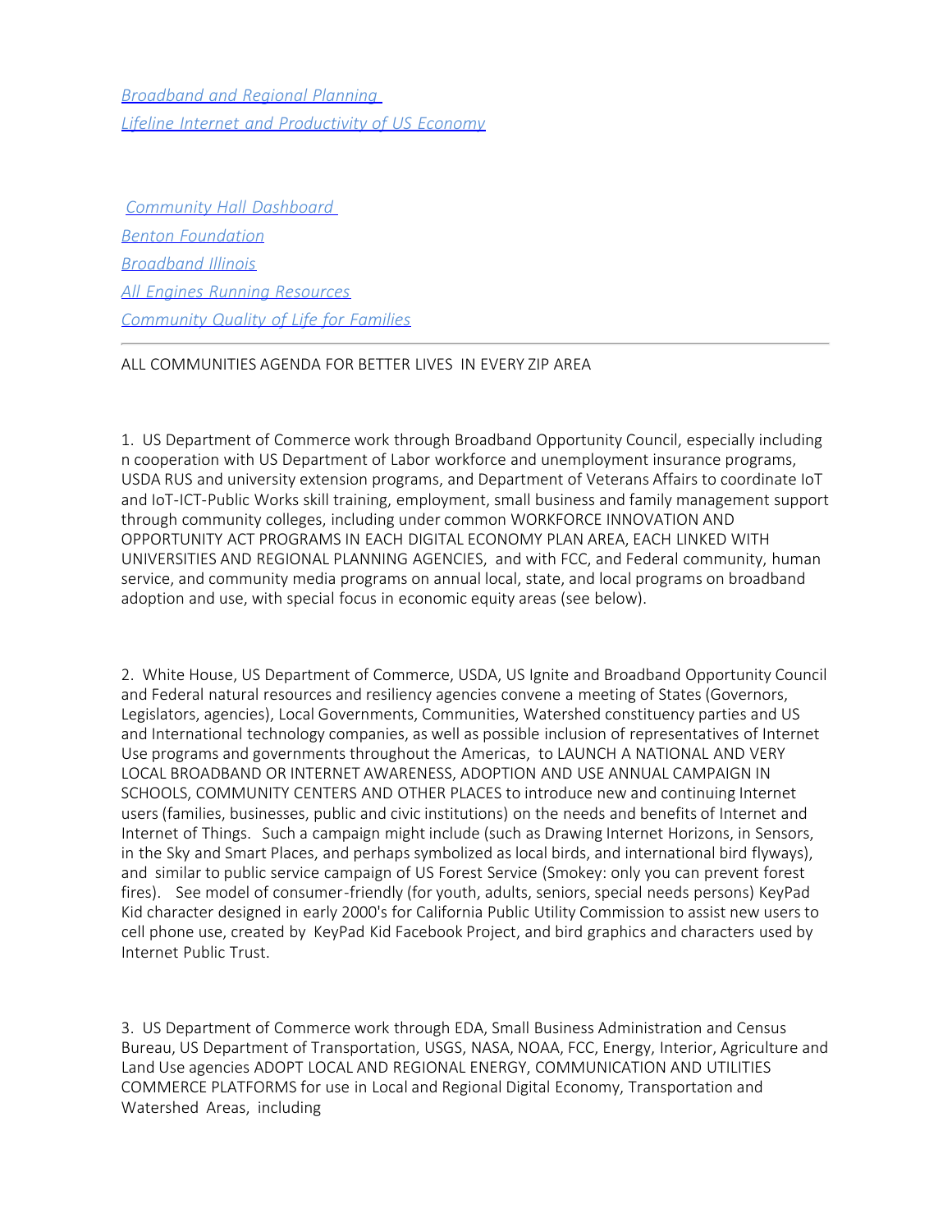[*Broadband and Regional Planning*]()
[*Lifeline Internet and Productivity of US Economy*]()

[*Community Hall Dashboard*]()
[*Benton Foundation*]()
[*Broadband Illinois*]()
[*All Engines Running Resources*]()
[*Community Quality of Life for Families*]()

---

ALL COMMUNITIES AGENDA FOR BETTER LIVES IN EVERY ZIP AREA

1. US Department of Commerce work through Broadband Opportunity Council, especially including n cooperation with US Department of Labor workforce and unemployment insurance programs, USDA RUS and university extension programs, and Department of Veterans Affairs to coordinate IoT and IoT-ICT-Public Works skill training, employment, small business and family management support through community colleges, including under common WORKFORCE INNOVATION AND OPPORTUNITY ACT PROGRAMS IN EACH DIGITAL ECONOMY PLAN AREA, EACH LINKED WITH UNIVERSITIES AND REGIONAL PLANNING AGENCIES, and with FCC, and Federal community, human service, and community media programs on annual local, state, and local programs on broadband adoption and use, with special focus in economic equity areas (see below).

2. White House, US Department of Commerce, USDA, US Ignite and Broadband Opportunity Council and Federal natural resources and resiliency agencies convene a meeting of States (Governors, Legislators, agencies), Local Governments, Communities, Watershed constituency parties and US and International technology companies, as well as possible inclusion of representatives of Internet Use programs and governments throughout the Americas, to LAUNCH A NATIONAL AND VERY LOCAL BROADBAND OR INTERNET AWARENESS, ADOPTION AND USE ANNUAL CAMPAIGN IN SCHOOLS, COMMUNITY CENTERS AND OTHER PLACES to introduce new and continuing Internet users (families, businesses, public and civic institutions) on the needs and benefits of Internet and Internet of Things. Such a campaign might include (such as Drawing Internet Horizons, in Sensors, in the Sky and Smart Places, and perhaps symbolized as local birds, and international bird flyways), and similar to public service campaign of US Forest Service (Smokey: only you can prevent forest fires). See model of consumer-friendly (for youth, adults, seniors, special needs persons) KeyPad Kid character designed in early 2000's for California Public Utility Commission to assist new users to cell phone use, created by KeyPad Kid Facebook Project, and bird graphics and characters used by Internet Public Trust.

3. US Department of Commerce work through EDA, Small Business Administration and Census Bureau, US Department of Transportation, USGS, NASA, NOAA, FCC, Energy, Interior, Agriculture and Land Use agencies ADOPT LOCAL AND REGIONAL ENERGY, COMMUNICATION AND UTILITIES COMMERCE PLATFORMS for use in Local and Regional Digital Economy, Transportation and Watershed Areas, including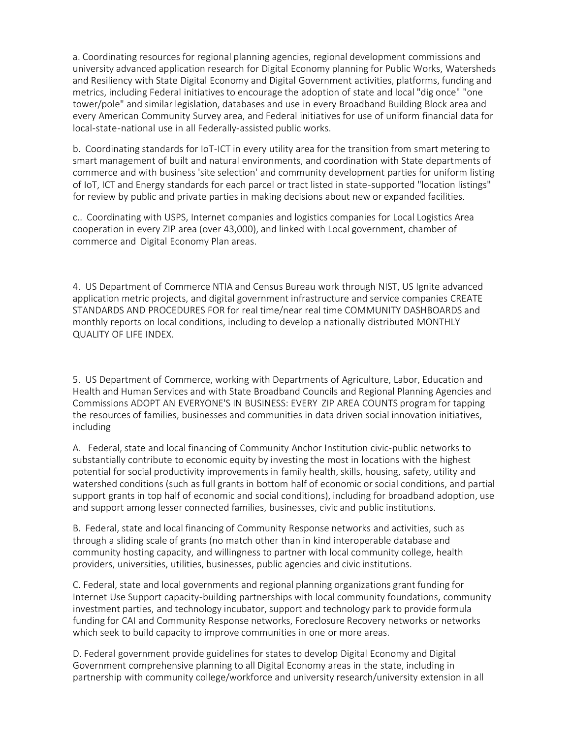a. Coordinating resources for regional planning agencies, regional development commissions and university advanced application research for Digital Economy planning for Public Works, Watersheds and Resiliency with State Digital Economy and Digital Government activities, platforms, funding and metrics, including Federal initiatives to encourage the adoption of state and local "dig once" "one tower/pole" and similar legislation, databases and use in every Broadband Building Block area and every American Community Survey area, and Federal initiatives for use of uniform financial data for local-state-national use in all Federally-assisted public works.

b. Coordinating standards for IoT-ICT in every utility area for the transition from smart metering to smart management of built and natural environments, and coordination with State departments of commerce and with business 'site selection' and community development parties for uniform listing of IoT, ICT and Energy standards for each parcel or tract listed in state-supported "location listings" for review by public and private parties in making decisions about new or expanded facilities.

c.. Coordinating with USPS, Internet companies and logistics companies for Local Logistics Area cooperation in every ZIP area (over 43,000), and linked with Local government, chamber of commerce and Digital Economy Plan areas.

4. US Department of Commerce NTIA and Census Bureau work through NIST, US Ignite advanced application metric projects, and digital government infrastructure and service companies CREATE STANDARDS AND PROCEDURES FOR for real time/near real time COMMUNITY DASHBOARDS and monthly reports on local conditions, including to develop a nationally distributed MONTHLY QUALITY OF LIFE INDEX.

5. US Department of Commerce, working with Departments of Agriculture, Labor, Education and Health and Human Services and with State Broadband Councils and Regional Planning Agencies and Commissions ADOPT AN EVERYONE'S IN BUSINESS: EVERY ZIP AREA COUNTS program for tapping the resources of families, businesses and communities in data driven social innovation initiatives, including

A. Federal, state and local financing of Community Anchor Institution civic-public networks to substantially contribute to economic equity by investing the most in locations with the highest potential for social productivity improvements in family health, skills, housing, safety, utility and watershed conditions (such as full grants in bottom half of economic or social conditions, and partial support grants in top half of economic and social conditions), including for broadband adoption, use and support among lesser connected families, businesses, civic and public institutions.

B. Federal, state and local financing of Community Response networks and activities, such as through a sliding scale of grants (no match other than in kind interoperable database and community hosting capacity, and willingness to partner with local community college, health providers, universities, utilities, businesses, public agencies and civic institutions.

C. Federal, state and local governments and regional planning organizations grant funding for Internet Use Support capacity-building partnerships with local community foundations, community investment parties, and technology incubator, support and technology park to provide formula funding for CAI and Community Response networks, Foreclosure Recovery networks or networks which seek to build capacity to improve communities in one or more areas.

D. Federal government provide guidelines for states to develop Digital Economy and Digital Government comprehensive planning to all Digital Economy areas in the state, including in partnership with community college/workforce and university research/university extension in all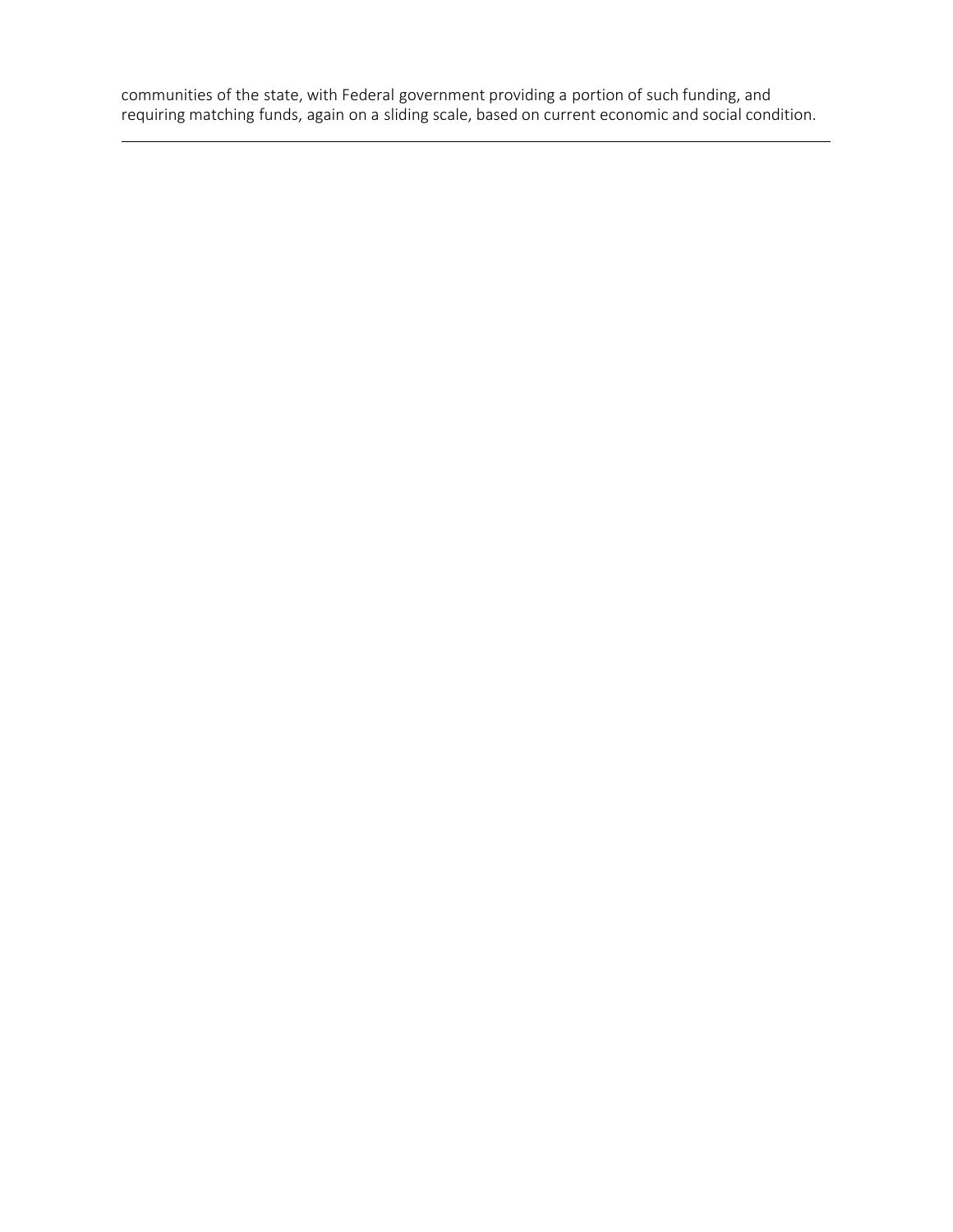communities of the state, with Federal government providing a portion of such funding, and requiring matching funds, again on a sliding scale, based on current economic and social condition.

---